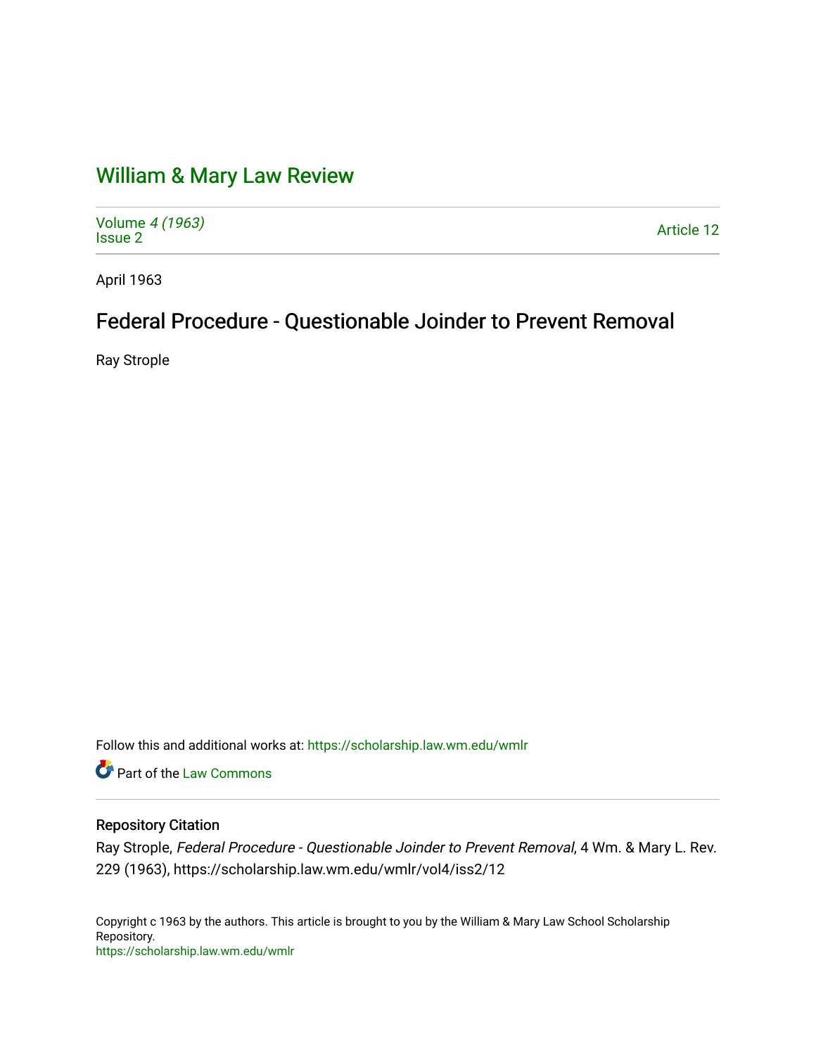# William & Mary Law Review

Volume 4 (1963)
Issue 2

Article 12

April 1963

## Federal Procedure - Questionable Joinder to Prevent Removal

Ray Strople

Follow this and additional works at: https://scholarship.law.wm.edu/wmlr

Part of the Law Commons

### Repository Citation

Ray Strople, *Federal Procedure - Questionable Joinder to Prevent Removal*, 4 Wm. & Mary L. Rev. 229 (1963), https://scholarship.law.wm.edu/wmlr/vol4/iss2/12

Copyright c 1963 by the authors. This article is brought to you by the William & Mary Law School Scholarship Repository.
https://scholarship.law.wm.edu/wmlr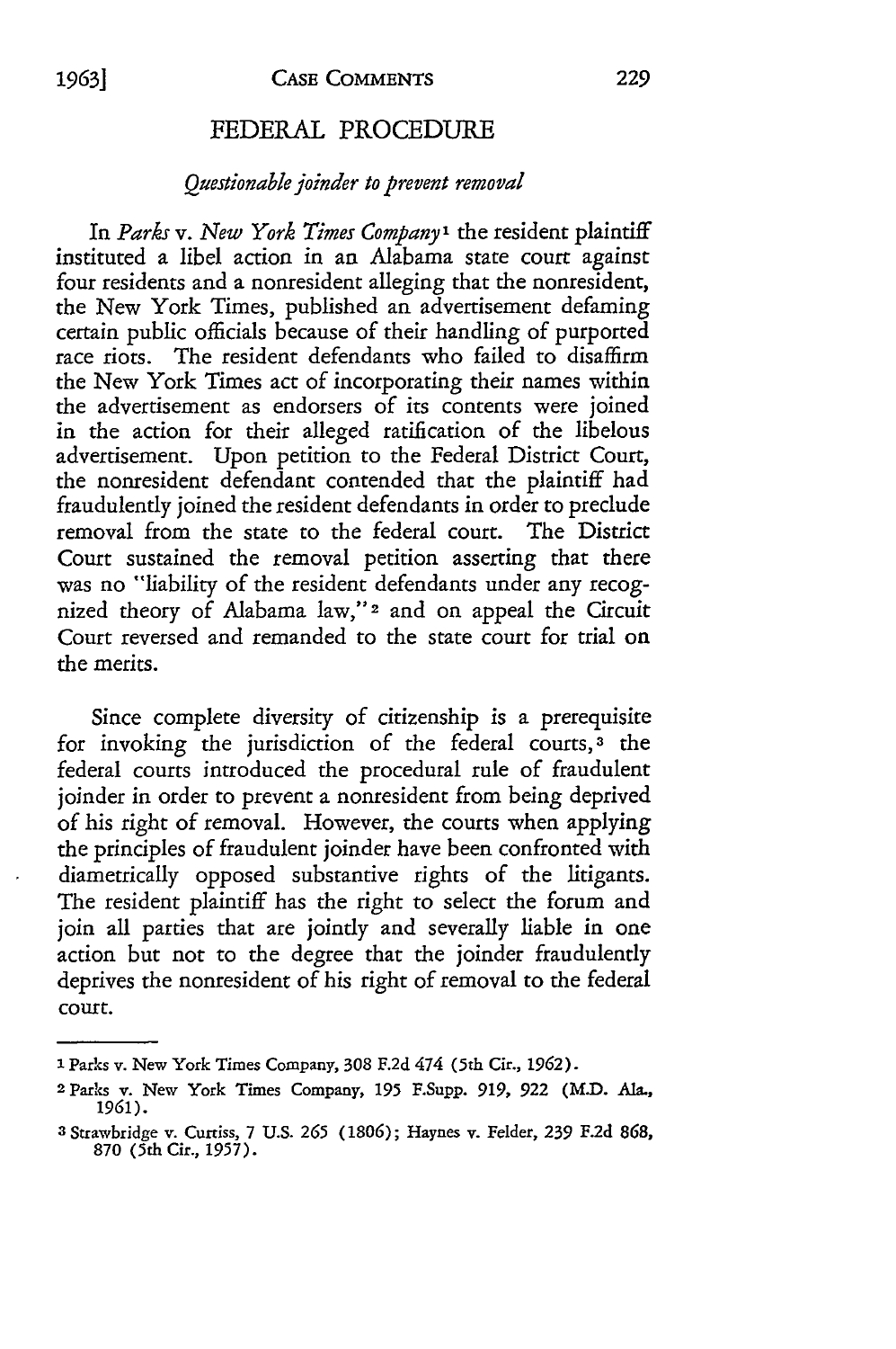## FEDERAL PROCEDURE

### *Questionable joinder to prevent removal*

In *Parks* v. *New York Times Company*[1] the resident plaintiff instituted a libel action in an Alabama state court against four residents and a nonresident alleging that the nonresident, the New York Times, published an advertisement defaming certain public officials because of their handling of purported race riots. The resident defendants who failed to disaffirm the New York Times act of incorporating their names within the advertisement as endorsers of its contents were joined in the action for their alleged ratification of the libelous advertisement. Upon petition to the Federal District Court, the nonresident defendant contended that the plaintiff had fraudulently joined the resident defendants in order to preclude removal from the state to the federal court. The District Court sustained the removal petition asserting that there was no "liability of the resident defendants under any recognized theory of Alabama law,"[2] and on appeal the Circuit Court reversed and remanded to the state court for trial on the merits.

Since complete diversity of citizenship is a prerequisite for invoking the jurisdiction of the federal courts,[3] the federal courts introduced the procedural rule of fraudulent joinder in order to prevent a nonresident from being deprived of his right of removal. However, the courts when applying the principles of fraudulent joinder have been confronted with diametrically opposed substantive rights of the litigants. The resident plaintiff has the right to select the forum and join all parties that are jointly and severally liable in one action but not to the degree that the joinder fraudulently deprives the nonresident of his right of removal to the federal court.

---

[1] Parks v. New York Times Company, 308 F.2d 474 (5th Cir., 1962).

[2] Parks v. New York Times Company, 195 F.Supp. 919, 922 (M.D. Ala., 1961).

[3] Strawbridge v. Curtiss, 7 U.S. 265 (1806); Haynes v. Felder, 239 F.2d 868, 870 (5th Cir., 1957).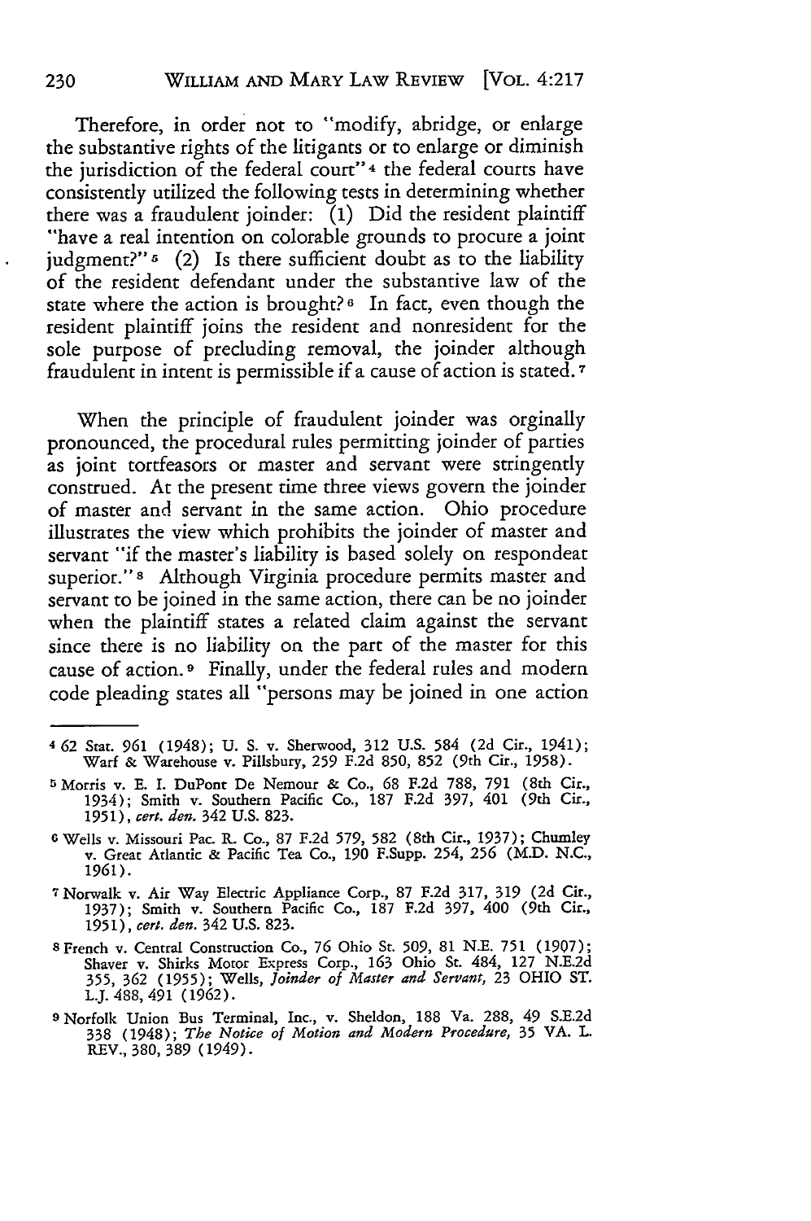Therefore, in order not to "modify, abridge, or enlarge the substantive rights of the litigants or to enlarge or diminish the jurisdiction of the federal court"[4] the federal courts have consistently utilized the following tests in determining whether there was a fraudulent joinder: (1) Did the resident plaintiff "have a real intention on colorable grounds to procure a joint judgment?"[5] (2) Is there sufficient doubt as to the liability of the resident defendant under the substantive law of the state where the action is brought?[6] In fact, even though the resident plaintiff joins the resident and nonresident for the sole purpose of precluding removal, the joinder although fraudulent in intent is permissible if a cause of action is stated.[7]

When the principle of fraudulent joinder was orginally pronounced, the procedural rules permitting joinder of parties as joint tortfeasors or master and servant were stringently construed. At the present time three views govern the joinder of master and servant in the same action. Ohio procedure illustrates the view which prohibits the joinder of master and servant "if the master's liability is based solely on respondeat superior."[8] Although Virginia procedure permits master and servant to be joined in the same action, there can be no joinder when the plaintiff states a related claim against the servant since there is no liability on the part of the master for this cause of action.[9] Finally, under the federal rules and modern code pleading states all "persons may be joined in one action

---

[4] 62 Stat. 961 (1948); U. S. v. Sherwood, 312 U.S. 584 (2d Cir., 1941); Warf & Warehouse v. Pillsbury, 259 F.2d 850, 852 (9th Cir., 1958).

[5] Morris v. E. I. DuPont De Nemour & Co., 68 F.2d 788, 791 (8th Cir., 1934); Smith v. Southern Pacific Co., 187 F.2d 397, 401 (9th Cir., 1951), *cert. den.* 342 U.S. 823.

[6] Wells v. Missouri Pac. R. Co., 87 F.2d 579, 582 (8th Cir., 1937); Chumley v. Great Atlantic & Pacific Tea Co., 190 F.Supp. 254, 256 (M.D. N.C., 1961).

[7] Norwalk v. Air Way Electric Appliance Corp., 87 F.2d 317, 319 (2d Cir., 1937); Smith v. Southern Pacific Co., 187 F.2d 397, 400 (9th Cir., 1951), *cert. den.* 342 U.S. 823.

[8] French v. Central Construction Co., 76 Ohio St. 509, 81 N.E. 751 (1907); Shaver v. Shirks Motor Express Corp., 163 Ohio St. 484, 127 N.E.2d 355, 362 (1955); Wells, *Joinder of Master and Servant*, 23 OHIO ST. L.J. 488, 491 (1962).

[9] Norfolk Union Bus Terminal, Inc., v. Sheldon, 188 Va. 288, 49 S.E.2d 338 (1948); *The Notice of Motion and Modern Procedure*, 35 VA. L. REV., 380, 389 (1949).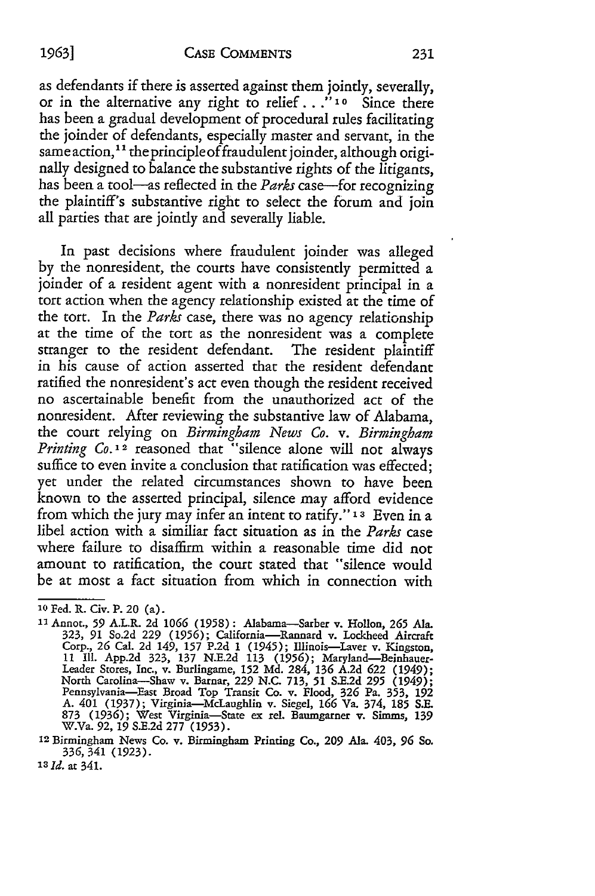as defendants if there is asserted against them jointly, severally, or in the alternative any right to relief . . ."[10] Since there has been a gradual development of procedural rules facilitating the joinder of defendants, especially master and servant, in the same action,[11] the principle of fraudulent joinder, although originally designed to balance the substantive rights of the litigants, has been a tool—as reflected in the *Parks* case—for recognizing the plaintiff's substantive right to select the forum and join all parties that are jointly and severally liable.

In past decisions where fraudulent joinder was alleged by the nonresident, the courts have consistently permitted a joinder of a resident agent with a nonresident principal in a tort action when the agency relationship existed at the time of the tort. In the *Parks* case, there was no agency relationship at the time of the tort as the nonresident was a complete stranger to the resident defendant. The resident plaintiff in his cause of action asserted that the resident defendant ratified the nonresident's act even though the resident received no ascertainable benefit from the unauthorized act of the nonresident. After reviewing the substantive law of Alabama, the court relying on *Birmingham News Co. v. Birmingham Printing Co.*[12] reasoned that "silence alone will not always suffice to even invite a conclusion that ratification was effected; yet under the related circumstances shown to have been known to the asserted principal, silence may afford evidence from which the jury may infer an intent to ratify."[13] Even in a libel action with a similiar fact situation as in the *Parks* case where failure to disaffirm within a reasonable time did not amount to ratification, the court stated that "silence would be at most a fact situation from which in connection with

---

[10] Fed. R. Civ. P. 20 (a).

[11] Annot., 59 A.L.R. 2d 1066 (1958): Alabama—Sarber v. Hollon, 265 Ala. 323, 91 So.2d 229 (1956); California—Rannard v. Lockheed Aircraft Corp., 26 Cal. 2d 149, 157 P.2d 1 (1945); Illinois—Laver v. Kingston, 11 Ill. App.2d 323, 137 N.E.2d 113 (1956); Maryland—Beinhauer-Leader Stores, Inc., v. Burlingame, 152 Md. 284, 136 A.2d 622 (1949); North Carolina—Shaw v. Barnar, 229 N.C. 713, 51 S.E.2d 295 (1949); Pennsylvania—East Broad Top Transit Co. v. Flood, 326 Pa. 353, 192 A. 401 (1937); Virginia—McLaughlin v. Siegel, 166 Va. 374, 185 S.E. 873 (1936); West Virginia—State ex rel. Baumgarner v. Simms, 139 W.Va. 92, 19 S.E.2d 277 (1953).

[12] Birmingham News Co. v. Birmingham Printing Co., 209 Ala. 403, 96 So. 336, 341 (1923).

[13] *Id.* at 341.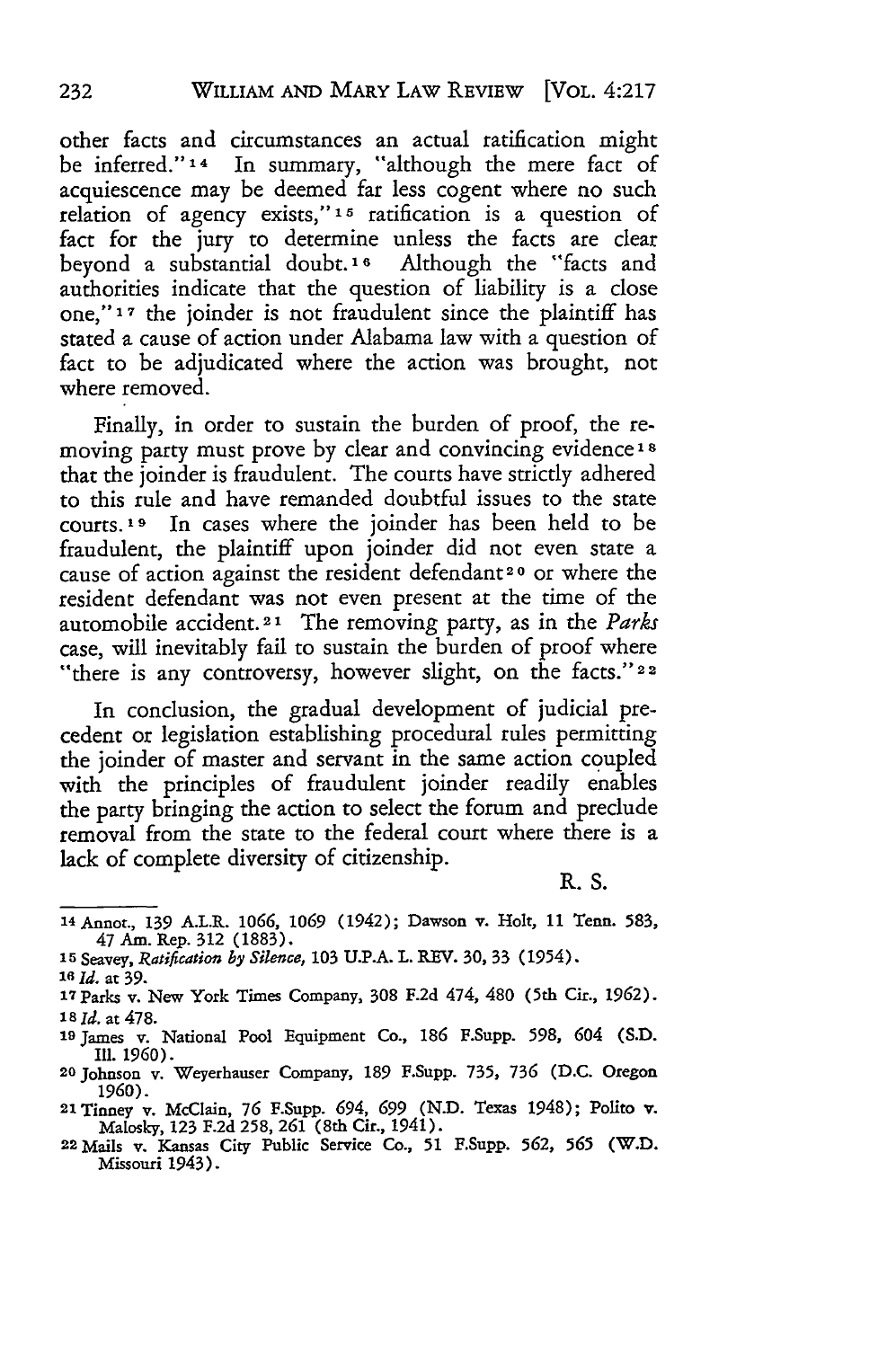other facts and circumstances an actual ratification might be inferred."[14] In summary, "although the mere fact of acquiescence may be deemed far less cogent where no such relation of agency exists,"[15] ratification is a question of fact for the jury to determine unless the facts are clear beyond a substantial doubt.[16] Although the "facts and authorities indicate that the question of liability is a close one,"[17] the joinder is not fraudulent since the plaintiff has stated a cause of action under Alabama law with a question of fact to be adjudicated where the action was brought, not where removed.

Finally, in order to sustain the burden of proof, the removing party must prove by clear and convincing evidence[18] that the joinder is fraudulent. The courts have strictly adhered to this rule and have remanded doubtful issues to the state courts.[19] In cases where the joinder has been held to be fraudulent, the plaintiff upon joinder did not even state a cause of action against the resident defendant[20] or where the resident defendant was not even present at the time of the automobile accident.[21] The removing party, as in the *Parks* case, will inevitably fail to sustain the burden of proof where "there is any controversy, however slight, on the facts."[22]

In conclusion, the gradual development of judicial precedent or legislation establishing procedural rules permitting the joinder of master and servant in the same action coupled with the principles of fraudulent joinder readily enables the party bringing the action to select the forum and preclude removal from the state to the federal court where there is a lack of complete diversity of citizenship.

R. S.

---

[14] Annot., 139 A.L.R. 1066, 1069 (1942); Dawson v. Holt, 11 Tenn. 583, 47 Am. Rep. 312 (1883).

[15] Seavey, *Ratification by Silence*, 103 U.P.A. L. REV. 30, 33 (1954).

[16] *Id.* at 39.

[17] Parks v. New York Times Company, 308 F.2d 474, 480 (5th Cir., 1962).

[18] *Id.* at 478.

[19] James v. National Pool Equipment Co., 186 F.Supp. 598, 604 (S.D. Ill. 1960).

[20] Johnson v. Weyerhauser Company, 189 F.Supp. 735, 736 (D.C. Oregon 1960).

[21] Tinney v. McClain, 76 F.Supp. 694, 699 (N.D. Texas 1948); Polito v. Malosky, 123 F.2d 258, 261 (8th Cir., 1941).

[22] Mails v. Kansas City Public Service Co., 51 F.Supp. 562, 565 (W.D. Missouri 1943).